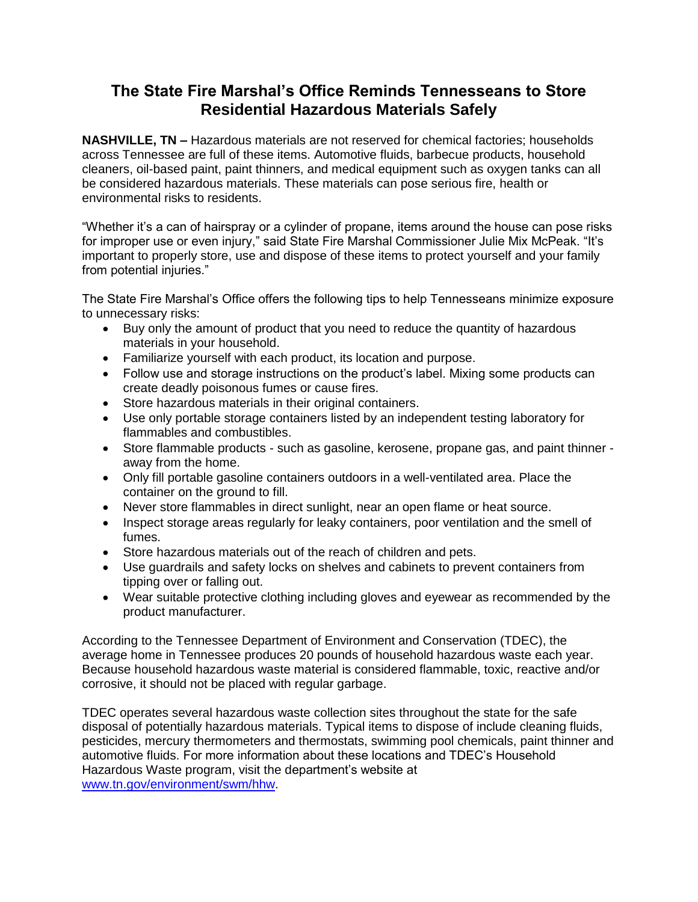# The State Fire Marshal's Office Reminds Tennesseans to Store Residential Hazardous Materials Safely

**NASHVILLE, TN –** Hazardous materials are not reserved for chemical factories; households across Tennessee are full of these items. Automotive fluids, barbecue products, household cleaners, oil-based paint, paint thinners, and medical equipment such as oxygen tanks can all be considered hazardous materials. These materials can pose serious fire, health or environmental risks to residents.

"Whether it's a can of hairspray or a cylinder of propane, items around the house can pose risks for improper use or even injury," said State Fire Marshal Commissioner Julie Mix McPeak. "It's important to properly store, use and dispose of these items to protect yourself and your family from potential injuries."

The State Fire Marshal's Office offers the following tips to help Tennesseans minimize exposure to unnecessary risks:

- Buy only the amount of product that you need to reduce the quantity of hazardous materials in your household.
- Familiarize yourself with each product, its location and purpose.
- Follow use and storage instructions on the product's label. Mixing some products can create deadly poisonous fumes or cause fires.
- Store hazardous materials in their original containers.
- Use only portable storage containers listed by an independent testing laboratory for flammables and combustibles.
- Store flammable products - such as gasoline, kerosene, propane gas, and paint thinner - away from the home.
- Only fill portable gasoline containers outdoors in a well-ventilated area. Place the container on the ground to fill.
- Never store flammables in direct sunlight, near an open flame or heat source.
- Inspect storage areas regularly for leaky containers, poor ventilation and the smell of fumes.
- Store hazardous materials out of the reach of children and pets.
- Use guardrails and safety locks on shelves and cabinets to prevent containers from tipping over or falling out.
- Wear suitable protective clothing including gloves and eyewear as recommended by the product manufacturer.

According to the Tennessee Department of Environment and Conservation (TDEC), the average home in Tennessee produces 20 pounds of household hazardous waste each year. Because household hazardous waste material is considered flammable, toxic, reactive and/or corrosive, it should not be placed with regular garbage.

TDEC operates several hazardous waste collection sites throughout the state for the safe disposal of potentially hazardous materials. Typical items to dispose of include cleaning fluids, pesticides, mercury thermometers and thermostats, swimming pool chemicals, paint thinner and automotive fluids. For more information about these locations and TDEC's Household Hazardous Waste program, visit the department's website at [www.tn.gov/environment/swm/hhw](www.tn.gov/environment/swm/hhw).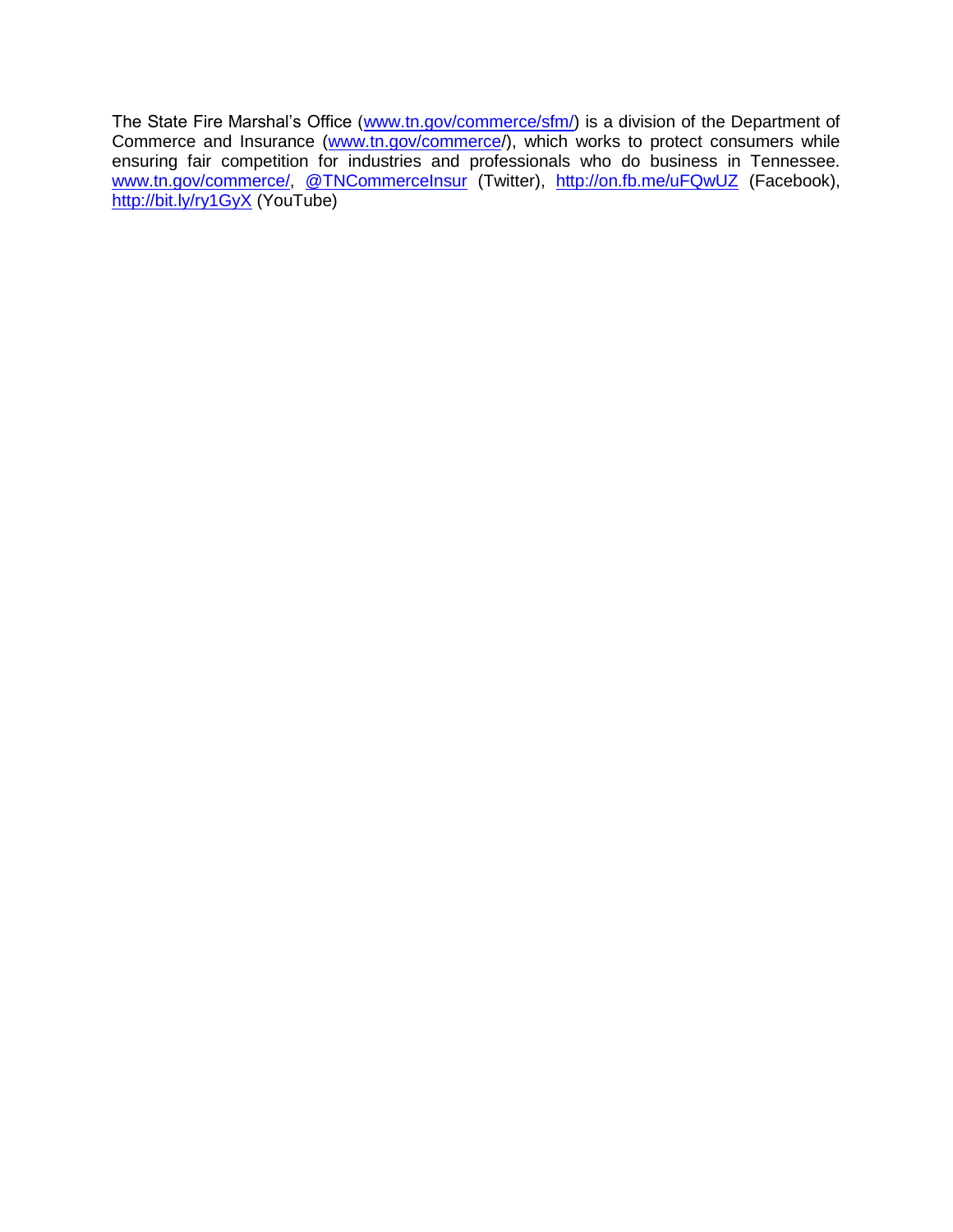The State Fire Marshal's Office (www.tn.gov/commerce/sfm/) is a division of the Department of Commerce and Insurance (www.tn.gov/commerce/), which works to protect consumers while ensuring fair competition for industries and professionals who do business in Tennessee. www.tn.gov/commerce/, @TNCommerceInsur (Twitter), http://on.fb.me/uFQwUZ (Facebook), http://bit.ly/ry1GyX (YouTube)